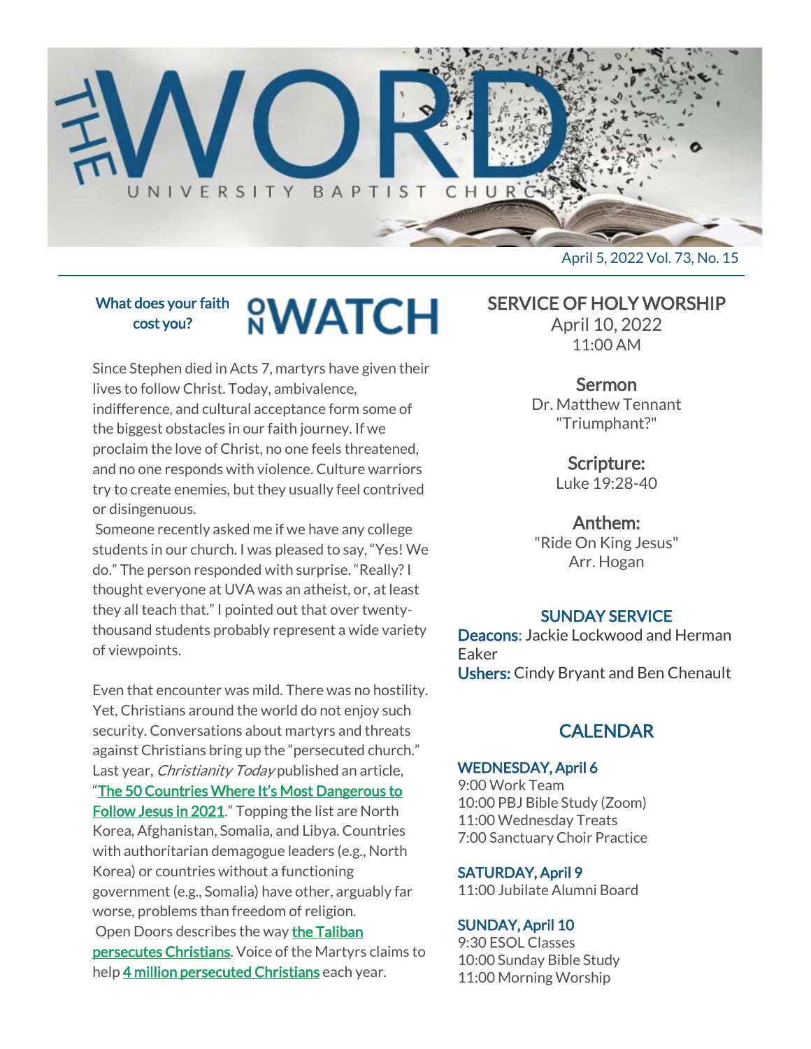# THE WORD

UNIVERSITY BAPTIST CHURCH

April 5, 2022 Vol. 73, No. 15

## ON WATCH

**What does your faith cost you?**

Since Stephen died in Acts 7, martyrs have given their lives to follow Christ. Today, ambivalence, indifference, and cultural acceptance form some of the biggest obstacles in our faith journey. If we proclaim the love of Christ, no one feels threatened, and no one responds with violence. Culture warriors try to create enemies, but they usually feel contrived or disingenuous.

Someone recently asked me if we have any college students in our church. I was pleased to say, "Yes! We do." The person responded with surprise. "Really? I thought everyone at UVA was an atheist, or, at least they all teach that." I pointed out that over twenty-thousand students probably represent a wide variety of viewpoints.

Even that encounter was mild. There was no hostility. Yet, Christians around the world do not enjoy such security. Conversations about martyrs and threats against Christians bring up the "persecuted church." Last year, *Christianity Today* published an article, "The 50 Countries Where It's Most Dangerous to Follow Jesus in 2021." Topping the list are North Korea, Afghanistan, Somalia, and Libya. Countries with authoritarian demagogue leaders (e.g., North Korea) or countries without a functioning government (e.g., Somalia) have other, arguably far worse, problems than freedom of religion.

Open Doors describes the way the Taliban persecutes Christians. Voice of the Martyrs claims to help 4 million persecuted Christians each year.

## SERVICE OF HOLY WORSHIP

April 10, 2022
11:00 AM

### Sermon

Dr. Matthew Tennant
"Triumphant?"

### Scripture:

Luke 19:28-40

### Anthem:

"Ride On King Jesus"
Arr. Hogan

### SUNDAY SERVICE

**Deacons**: Jackie Lockwood and Herman Eaker
**Ushers:** Cindy Bryant and Ben Chenault

## CALENDAR

### WEDNESDAY, April 6

9:00 Work Team
10:00 PBJ Bible Study (Zoom)
11:00 Wednesday Treats
7:00 Sanctuary Choir Practice

### SATURDAY, April 9

11:00 Jubilate Alumni Board

### SUNDAY, April 10

9:30 ESOL Classes
10:00 Sunday Bible Study
11:00 Morning Worship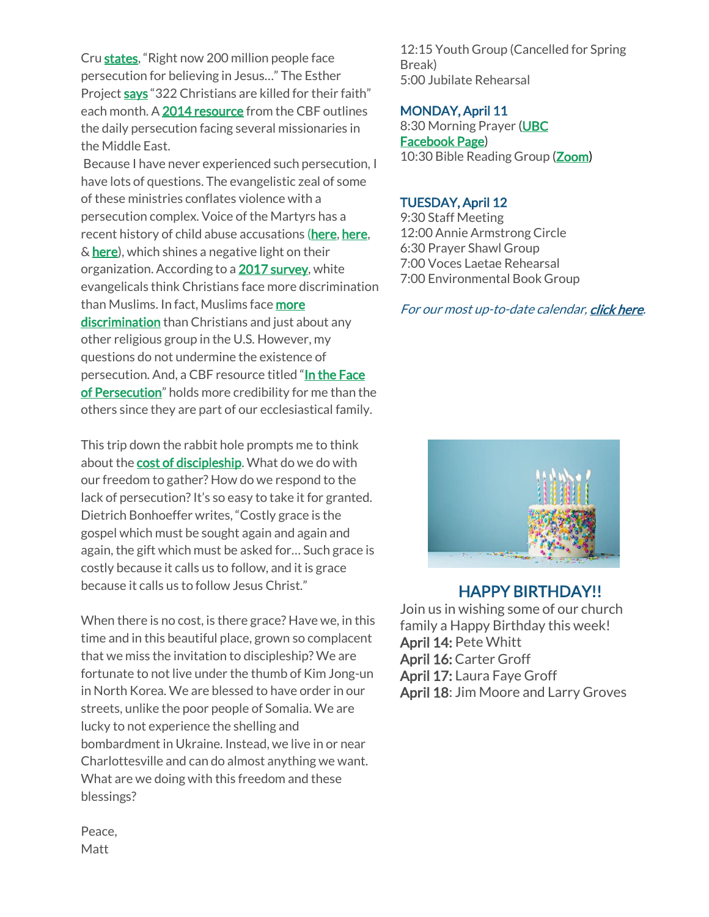Cru states, "Right now 200 million people face persecution for believing in Jesus…" The Esther Project says "322 Christians are killed for their faith" each month. A 2014 resource from the CBF outlines the daily persecution facing several missionaries in the Middle East.

Because I have never experienced such persecution, I have lots of questions. The evangelistic zeal of some of these ministries conflates violence with a persecution complex. Voice of the Martyrs has a recent history of child abuse accusations (here, here, & here), which shines a negative light on their organization. According to a 2017 survey, white evangelicals think Christians face more discrimination than Muslims. In fact, Muslims face more discrimination than Christians and just about any other religious group in the U.S. However, my questions do not undermine the existence of persecution. And, a CBF resource titled "In the Face of Persecution" holds more credibility for me than the others since they are part of our ecclesiastical family.

This trip down the rabbit hole prompts me to think about the cost of discipleship. What do we do with our freedom to gather? How do we respond to the lack of persecution? It's so easy to take it for granted. Dietrich Bonhoeffer writes, "Costly grace is the gospel which must be sought again and again and again, the gift which must be asked for… Such grace is costly because it calls us to follow, and it is grace because it calls us to follow Jesus Christ."

When there is no cost, is there grace? Have we, in this time and in this beautiful place, grown so complacent that we miss the invitation to discipleship? We are fortunate to not live under the thumb of Kim Jong-un in North Korea. We are blessed to have order in our streets, unlike the poor people of Somalia. We are lucky to not experience the shelling and bombardment in Ukraine. Instead, we live in or near Charlottesville and can do almost anything we want. What are we doing with this freedom and these blessings?

Peace,
Matt

12:15 Youth Group (Cancelled for Spring Break)
5:00 Jubilate Rehearsal

**MONDAY, April 11**
8:30 Morning Prayer (UBC Facebook Page)
10:30 Bible Reading Group (Zoom)

**TUESDAY, April 12**
9:30 Staff Meeting
12:00 Annie Armstrong Circle
6:30 Prayer Shawl Group
7:00 Voces Laetae Rehearsal
7:00 Environmental Book Group

*For our most up-to-date calendar, click here.*

## HAPPY BIRTHDAY!!

Join us in wishing some of our church family a Happy Birthday this week!

**April 14:** Pete Whitt
**April 16:** Carter Groff
**April 17:** Laura Faye Groff
**April 18**: Jim Moore and Larry Groves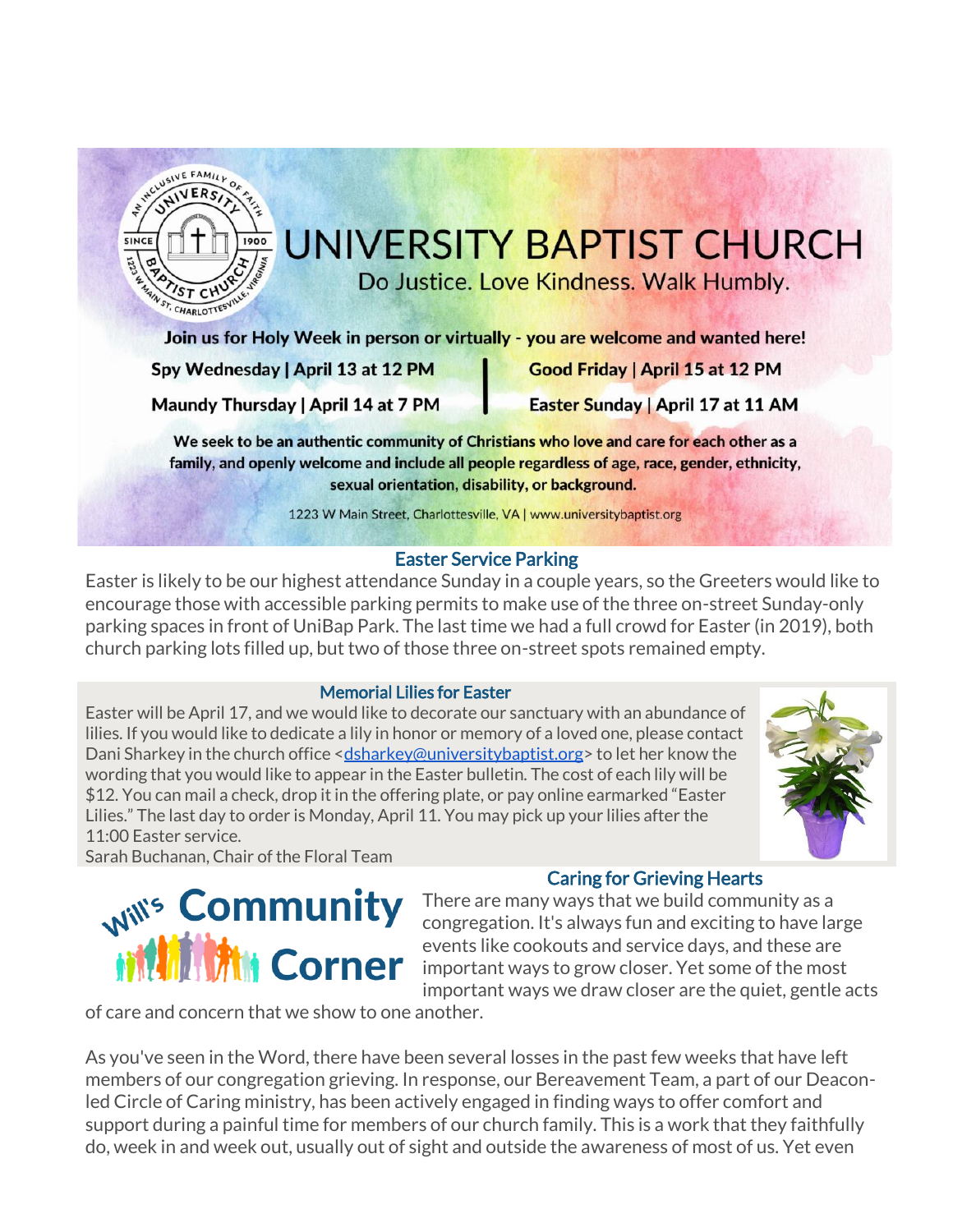# UNIVERSITY BAPTIST CHURCH

Do Justice. Love Kindness. Walk Humbly.

**Join us for Holy Week in person or virtually - you are welcome and wanted here!**

**Spy Wednesday | April 13 at 12 PM**

**Maundy Thursday | April 14 at 7 PM**

**Good Friday | April 15 at 12 PM**

**Easter Sunday | April 17 at 11 AM**

**We seek to be an authentic community of Christians who love and care for each other as a family, and openly welcome and include all people regardless of age, race, gender, ethnicity, sexual orientation, disability, or background.**

1223 W Main Street, Charlottesville, VA | www.universitybaptist.org

## Easter Service Parking

Easter is likely to be our highest attendance Sunday in a couple years, so the Greeters would like to encourage those with accessible parking permits to make use of the three on-street Sunday-only parking spaces in front of UniBap Park. The last time we had a full crowd for Easter (in 2019), both church parking lots filled up, but two of those three on-street spots remained empty.

## Memorial Lilies for Easter

Easter will be April 17, and we would like to decorate our sanctuary with an abundance of lilies. If you would like to dedicate a lily in honor or memory of a loved one, please contact Dani Sharkey in the church office <dsharkey@universitybaptist.org> to let her know the wording that you would like to appear in the Easter bulletin. The cost of each lily will be $12. You can mail a check, drop it in the offering plate, or pay online earmarked "Easter Lilies." The last day to order is Monday, April 11. You may pick up your lilies after the 11:00 Easter service.

Sarah Buchanan, Chair of the Floral Team

## Will's Community Corner

## Caring for Grieving Hearts

There are many ways that we build community as a congregation. It's always fun and exciting to have large events like cookouts and service days, and these are important ways to grow closer. Yet some of the most important ways we draw closer are the quiet, gentle acts of care and concern that we show to one another.

As you've seen in the Word, there have been several losses in the past few weeks that have left members of our congregation grieving. In response, our Bereavement Team, a part of our Deacon-led Circle of Caring ministry, has been actively engaged in finding ways to offer comfort and support during a painful time for members of our church family. This is a work that they faithfully do, week in and week out, usually out of sight and outside the awareness of most of us. Yet even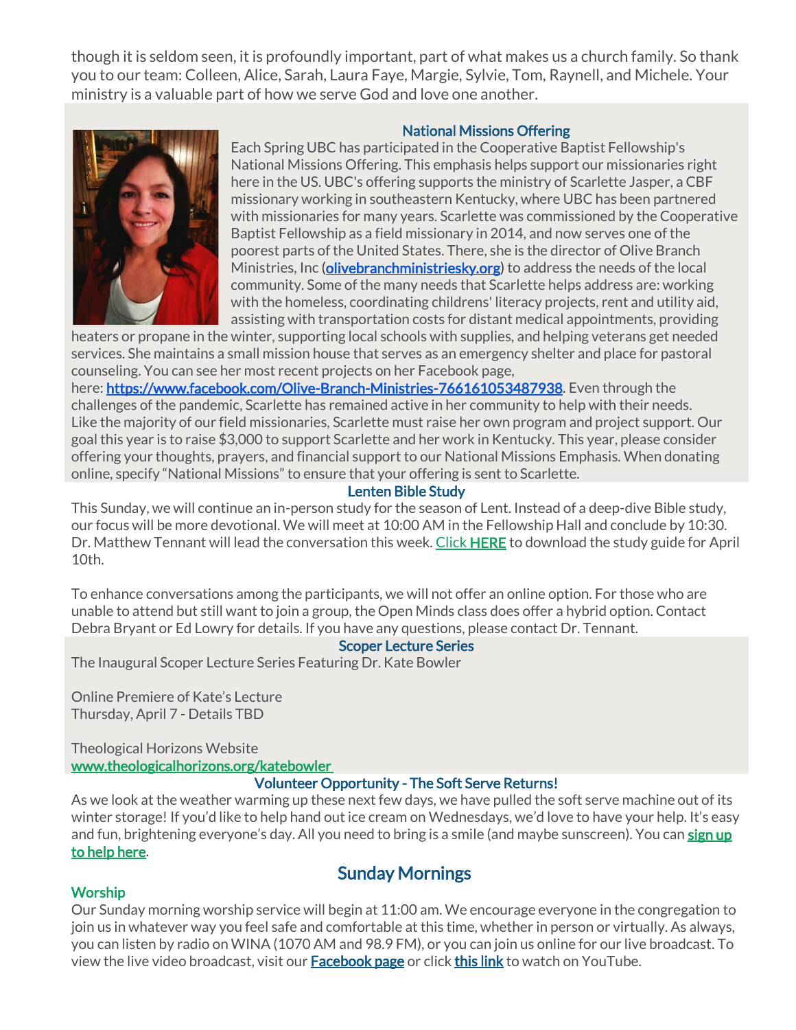though it is seldom seen, it is profoundly important, part of what makes us a church family. So thank you to our team: Colleen, Alice, Sarah, Laura Faye, Margie, Sylvie, Tom, Raynell, and Michele. Your ministry is a valuable part of how we serve God and love one another.

### National Missions Offering

Each Spring UBC has participated in the Cooperative Baptist Fellowship's National Missions Offering. This emphasis helps support our missionaries right here in the US. UBC's offering supports the ministry of Scarlette Jasper, a CBF missionary working in southeastern Kentucky, where UBC has been partnered with missionaries for many years. Scarlette was commissioned by the Cooperative Baptist Fellowship as a field missionary in 2014, and now serves one of the poorest parts of the United States. There, she is the director of Olive Branch Ministries, Inc (**olivebranchministriesky.org**) to address the needs of the local community. Some of the many needs that Scarlette helps address are: working with the homeless, coordinating childrens' literacy projects, rent and utility aid, assisting with transportation costs for distant medical appointments, providing heaters or propane in the winter, supporting local schools with supplies, and helping veterans get needed services. She maintains a small mission house that serves as an emergency shelter and place for pastoral counseling. You can see her most recent projects on her Facebook page, here: **https://www.facebook.com/Olive-Branch-Ministries-766161053487938**. Even through the challenges of the pandemic, Scarlette has remained active in her community to help with their needs. Like the majority of our field missionaries, Scarlette must raise her own program and project support. Our goal this year is to raise $3,000 to support Scarlette and her work in Kentucky. This year, please consider offering your thoughts, prayers, and financial support to our National Missions Emphasis. When donating online, specify "National Missions" to ensure that your offering is sent to Scarlette.

### Lenten Bible Study

This Sunday, we will continue an in-person study for the season of Lent. Instead of a deep-dive Bible study, our focus will be more devotional. We will meet at 10:00 AM in the Fellowship Hall and conclude by 10:30. Dr. Matthew Tennant will lead the conversation this week. Click **HERE** to download the study guide for April 10th.

To enhance conversations among the participants, we will not offer an online option. For those who are unable to attend but still want to join a group, the Open Minds class does offer a hybrid option. Contact Debra Bryant or Ed Lowry for details. If you have any questions, please contact Dr. Tennant.

### Scoper Lecture Series

The Inaugural Scoper Lecture Series Featuring Dr. Kate Bowler

Online Premiere of Kate's Lecture
Thursday, April 7 - Details TBD

Theological Horizons Website
**www.theologicalhorizons.org/katebowler**

### Volunteer Opportunity - The Soft Serve Returns!

As we look at the weather warming up these next few days, we have pulled the soft serve machine out of its winter storage! If you'd like to help hand out ice cream on Wednesdays, we'd love to have your help. It's easy and fun, brightening everyone's day. All you need to bring is a smile (and maybe sunscreen). You can **sign up to help here**.

## Sunday Mornings

### Worship

Our Sunday morning worship service will begin at 11:00 am. We encourage everyone in the congregation to join us in whatever way you feel safe and comfortable at this time, whether in person or virtually. As always, you can listen by radio on WINA (1070 AM and 98.9 FM), or you can join us online for our live broadcast. To view the live video broadcast, visit our **Facebook page** or click **this link** to watch on YouTube.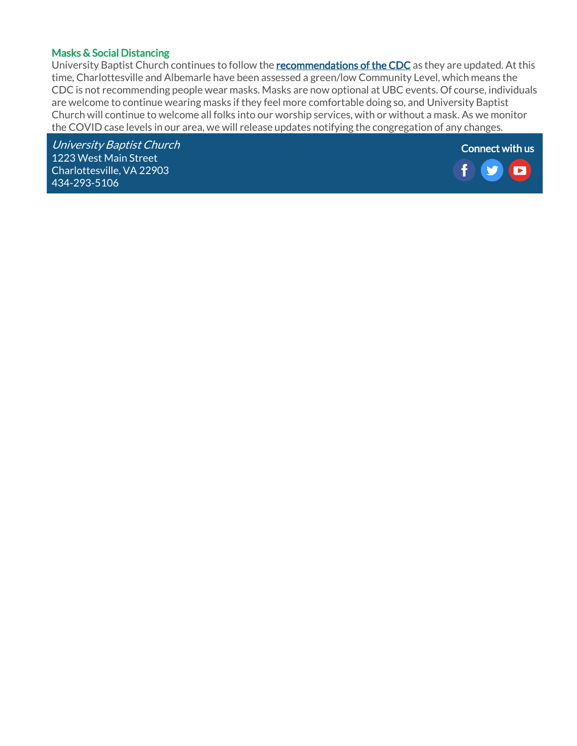### Masks & Social Distancing

University Baptist Church continues to follow the **recommendations of the CDC** as they are updated. At this time, Charlottesville and Albemarle have been assessed a green/low Community Level, which means the CDC is not recommending people wear masks. Masks are now optional at UBC events. Of course, individuals are welcome to continue wearing masks if they feel more comfortable doing so, and University Baptist Church will continue to welcome all folks into our worship services, with or without a mask. As we monitor the COVID case levels in our area, we will release updates notifying the congregation of any changes.

*University Baptist Church*
1223 West Main Street
Charlottesville, VA 22903
434-293-5106

**Connect with us**